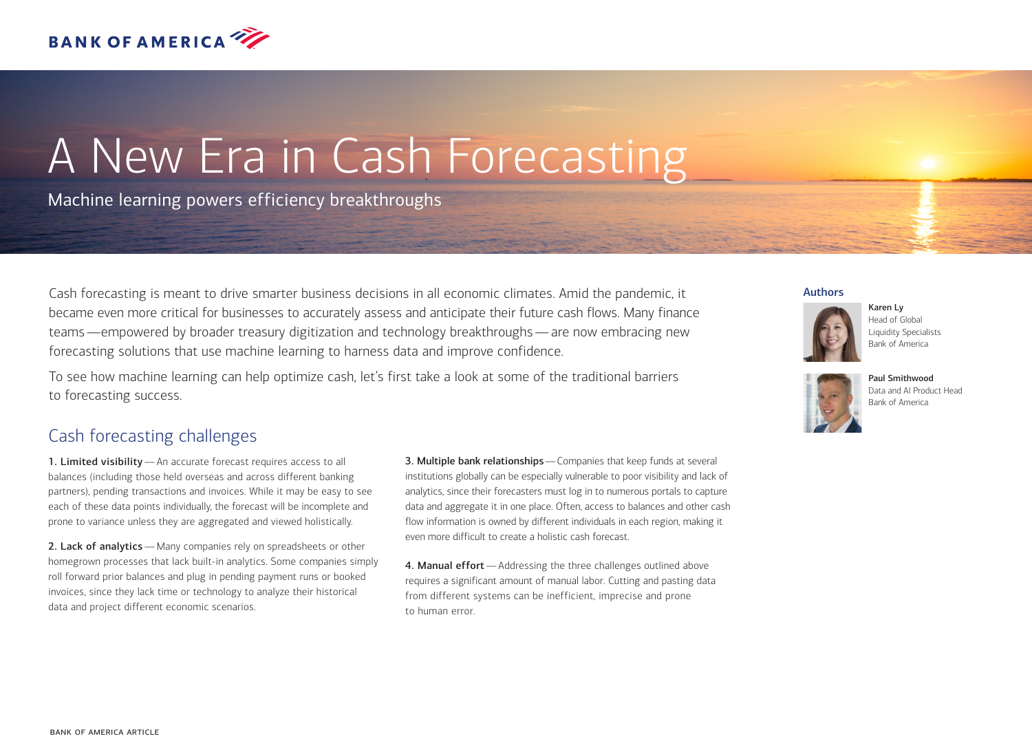# A New Era in Cash Forecasting

Machine learning powers efficiency breakthroughs

Cash forecasting is meant to drive smarter business decisions in all economic climates. Amid the pandemic, it became even more critical for businesses to accurately assess and anticipate their future cash flows. Many finance teams — empowered by broader treasury digitization and technology breakthroughs — are now embracing new forecasting solutions that use machine learning to harness data and improve confidence.

To see how machine learning can help optimize cash, let's first take a look at some of the traditional barriers to forecasting success.

**Authors**

**Karen Ly**
Head of Global Liquidity Specialists
Bank of America

**Paul Smithwood**
Data and AI Product Head
Bank of America

## Cash forecasting challenges

**1. Limited visibility** — An accurate forecast requires access to all balances (including those held overseas and across different banking partners), pending transactions and invoices. While it may be easy to see each of these data points individually, the forecast will be incomplete and prone to variance unless they are aggregated and viewed holistically.

**2. Lack of analytics** — Many companies rely on spreadsheets or other homegrown processes that lack built-in analytics. Some companies simply roll forward prior balances and plug in pending payment runs or booked invoices, since they lack time or technology to analyze their historical data and project different economic scenarios.

**3. Multiple bank relationships** — Companies that keep funds at several institutions globally can be especially vulnerable to poor visibility and lack of analytics, since their forecasters must log in to numerous portals to capture data and aggregate it in one place. Often, access to balances and other cash flow information is owned by different individuals in each region, making it even more difficult to create a holistic cash forecast.

**4. Manual effort** — Addressing the three challenges outlined above requires a significant amount of manual labor. Cutting and pasting data from different systems can be inefficient, imprecise and prone to human error.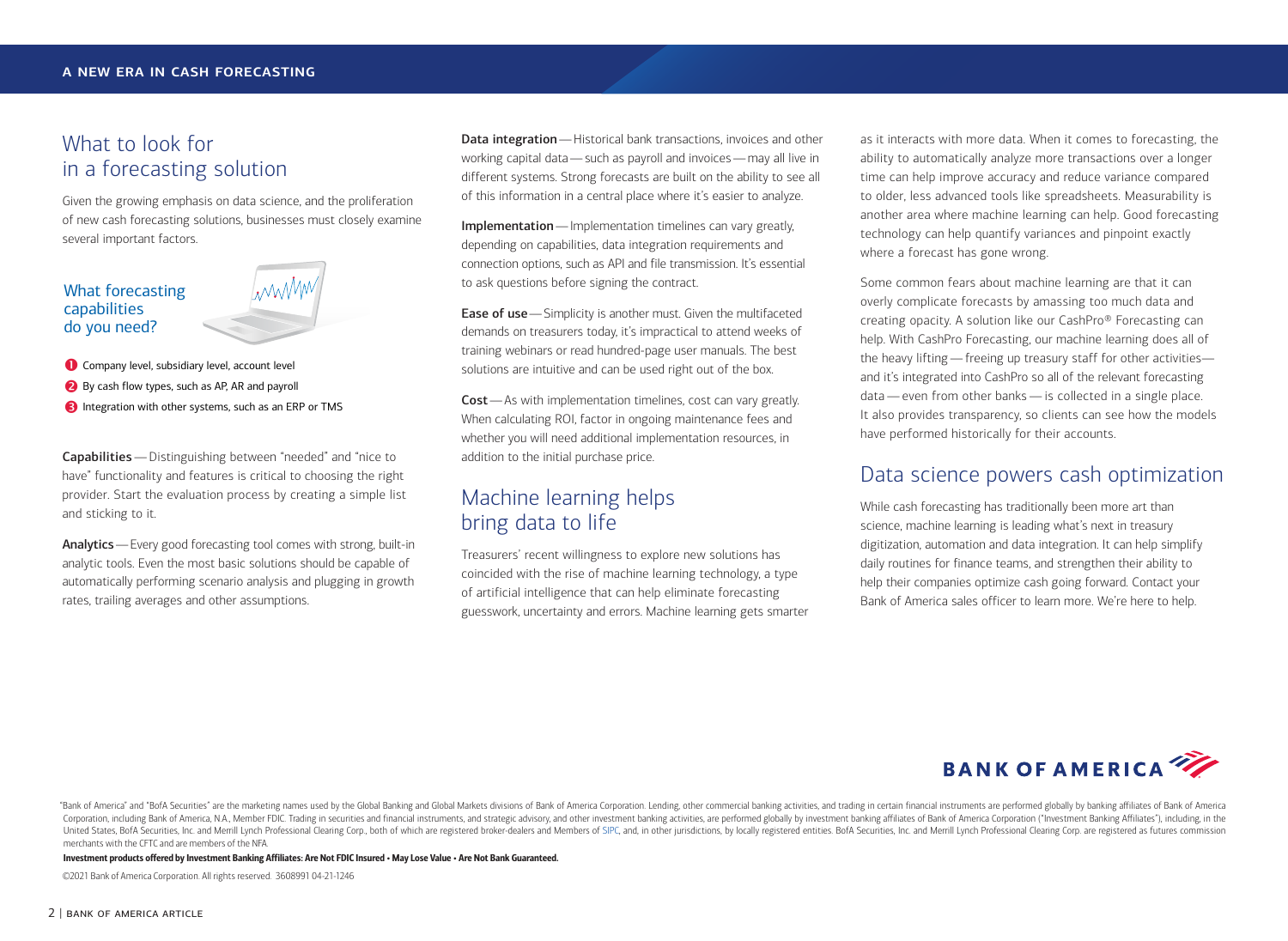## What to look for in a forecasting solution

Given the growing emphasis on data science, and the proliferation of new cash forecasting solutions, businesses must closely examine several important factors.

### What forecasting capabilities do you need?

1. Company level, subsidiary level, account level
2. By cash flow types, such as AP, AR and payroll
3. Integration with other systems, such as an ERP or TMS

**Capabilities** — Distinguishing between "needed" and "nice to have" functionality and features is critical to choosing the right provider. Start the evaluation process by creating a simple list and sticking to it.

**Analytics** — Every good forecasting tool comes with strong, built-in analytic tools. Even the most basic solutions should be capable of automatically performing scenario analysis and plugging in growth rates, trailing averages and other assumptions.

**Data integration** — Historical bank transactions, invoices and other working capital data — such as payroll and invoices — may all live in different systems. Strong forecasts are built on the ability to see all of this information in a central place where it's easier to analyze.

**Implementation** — Implementation timelines can vary greatly, depending on capabilities, data integration requirements and connection options, such as API and file transmission. It's essential to ask questions before signing the contract.

**Ease of use** — Simplicity is another must. Given the multifaceted demands on treasurers today, it's impractical to attend weeks of training webinars or read hundred-page user manuals. The best solutions are intuitive and can be used right out of the box.

**Cost** — As with implementation timelines, cost can vary greatly. When calculating ROI, factor in ongoing maintenance fees and whether you will need additional implementation resources, in addition to the initial purchase price.

## Machine learning helps bring data to life

Treasurers' recent willingness to explore new solutions has coincided with the rise of machine learning technology, a type of artificial intelligence that can help eliminate forecasting guesswork, uncertainty and errors. Machine learning gets smarter as it interacts with more data. When it comes to forecasting, the ability to automatically analyze more transactions over a longer time can help improve accuracy and reduce variance compared to older, less advanced tools like spreadsheets. Measurability is another area where machine learning can help. Good forecasting technology can help quantify variances and pinpoint exactly where a forecast has gone wrong.

Some common fears about machine learning are that it can overly complicate forecasts by amassing too much data and creating opacity. A solution like our CashPro® Forecasting can help. With CashPro Forecasting, our machine learning does all of the heavy lifting — freeing up treasury staff for other activities— and it's integrated into CashPro so all of the relevant forecasting data — even from other banks — is collected in a single place. It also provides transparency, so clients can see how the models have performed historically for their accounts.

## Data science powers cash optimization

While cash forecasting has traditionally been more art than science, machine learning is leading what's next in treasury digitization, automation and data integration. It can help simplify daily routines for finance teams, and strengthen their ability to help their companies optimize cash going forward. Contact your Bank of America sales officer to learn more. We're here to help.

BANK OF AMERICA

"Bank of America" and "BofA Securities" are the marketing names used by the Global Banking and Global Markets divisions of Bank of America Corporation. Lending, other commercial banking activities, and trading in certain financial instruments are performed globally by banking affiliates of Bank of America Corporation, including Bank of America, N.A., Member FDIC. Trading in securities and financial instruments, and strategic advisory, and other investment banking activities, are performed globally by investment banking affiliates of Bank of America Corporation ("Investment Banking Affiliates"), including, in the United States, BofA Securities, Inc. and Merrill Lynch Professional Clearing Corp., both of which are registered broker-dealers and Members of SIPC, and, in other jurisdictions, by locally registered entities. BofA Securities, Inc. and Merrill Lynch Professional Clearing Corp. are registered as futures commission merchants with the CFTC and are members of the NFA.

**Investment products offered by Investment Banking Affiliates: Are Not FDIC Insured • May Lose Value • Are Not Bank Guaranteed.**

©2021 Bank of America Corporation. All rights reserved. 3608991 04-21-1246